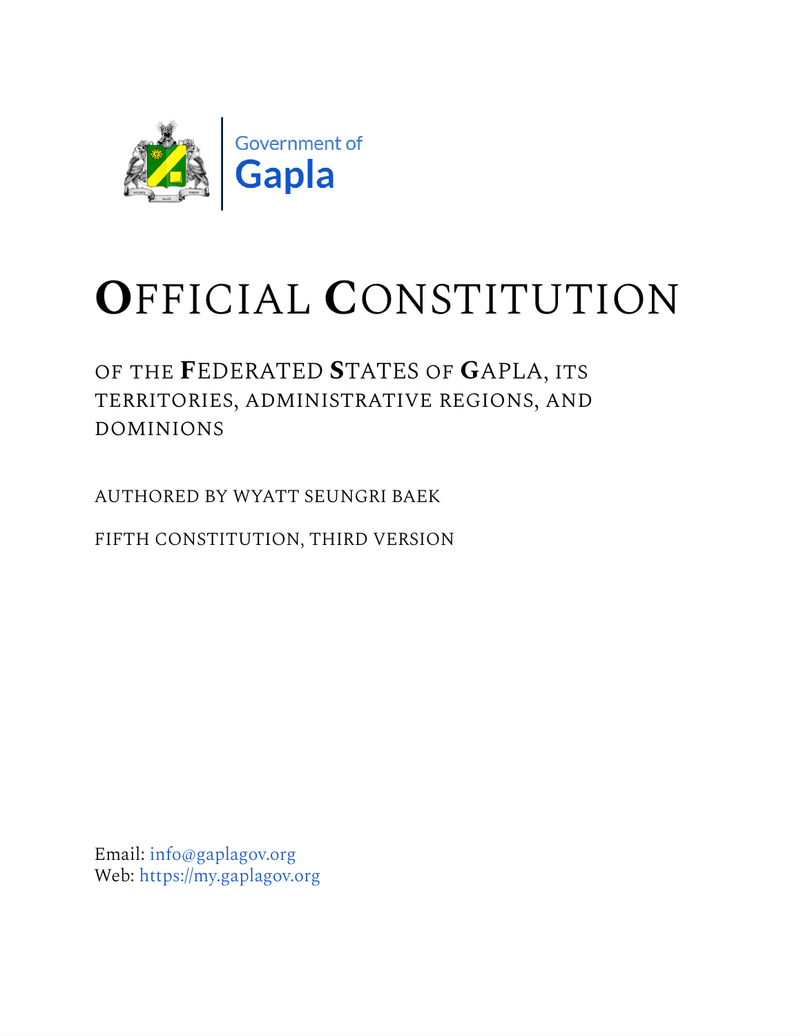Government of

**Gapla**

# OFFICIAL CONSTITUTION

OF THE **F**EDERATED **S**TATES OF **G**APLA, ITS TERRITORIES, ADMINISTRATIVE REGIONS, AND DOMINIONS

AUTHORED BY WYATT SEUNGRI BAEK

FIFTH CONSTITUTION, THIRD VERSION

Email: info@gaplagov.org
Web: https://my.gaplagov.org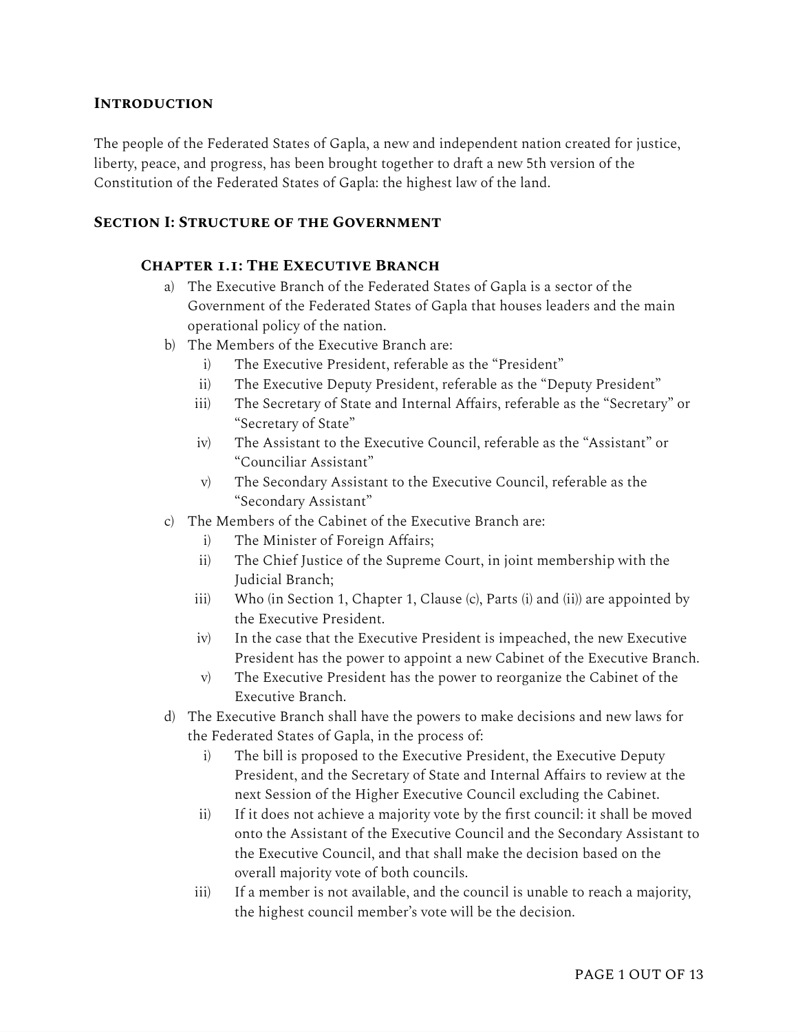## **Introduction**

The people of the Federated States of Gapla, a new and independent nation created for justice, liberty, peace, and progress, has been brought together to draft a new 5th version of the Constitution of the Federated States of Gapla: the highest law of the land.

## **Section I: Structure of the Government**

### **Chapter 1.1: The Executive Branch**

a) The Executive Branch of the Federated States of Gapla is a sector of the Government of the Federated States of Gapla that houses leaders and the main operational policy of the nation.

b) The Members of the Executive Branch are:
   - i) The Executive President, referable as the "President"
   - ii) The Executive Deputy President, referable as the "Deputy President"
   - iii) The Secretary of State and Internal Affairs, referable as the "Secretary" or "Secretary of State"
   - iv) The Assistant to the Executive Council, referable as the "Assistant" or "Counciliar Assistant"
   - v) The Secondary Assistant to the Executive Council, referable as the "Secondary Assistant"

c) The Members of the Cabinet of the Executive Branch are:
   - i) The Minister of Foreign Affairs;
   - ii) The Chief Justice of the Supreme Court, in joint membership with the Judicial Branch;
   - iii) Who (in Section 1, Chapter 1, Clause (c), Parts (i) and (ii)) are appointed by the Executive President.
   - iv) In the case that the Executive President is impeached, the new Executive President has the power to appoint a new Cabinet of the Executive Branch.
   - v) The Executive President has the power to reorganize the Cabinet of the Executive Branch.

d) The Executive Branch shall have the powers to make decisions and new laws for the Federated States of Gapla, in the process of:
   - i) The bill is proposed to the Executive President, the Executive Deputy President, and the Secretary of State and Internal Affairs to review at the next Session of the Higher Executive Council excluding the Cabinet.
   - ii) If it does not achieve a majority vote by the first council: it shall be moved onto the Assistant of the Executive Council and the Secondary Assistant to the Executive Council, and that shall make the decision based on the overall majority vote of both councils.
   - iii) If a member is not available, and the council is unable to reach a majority, the highest council member's vote will be the decision.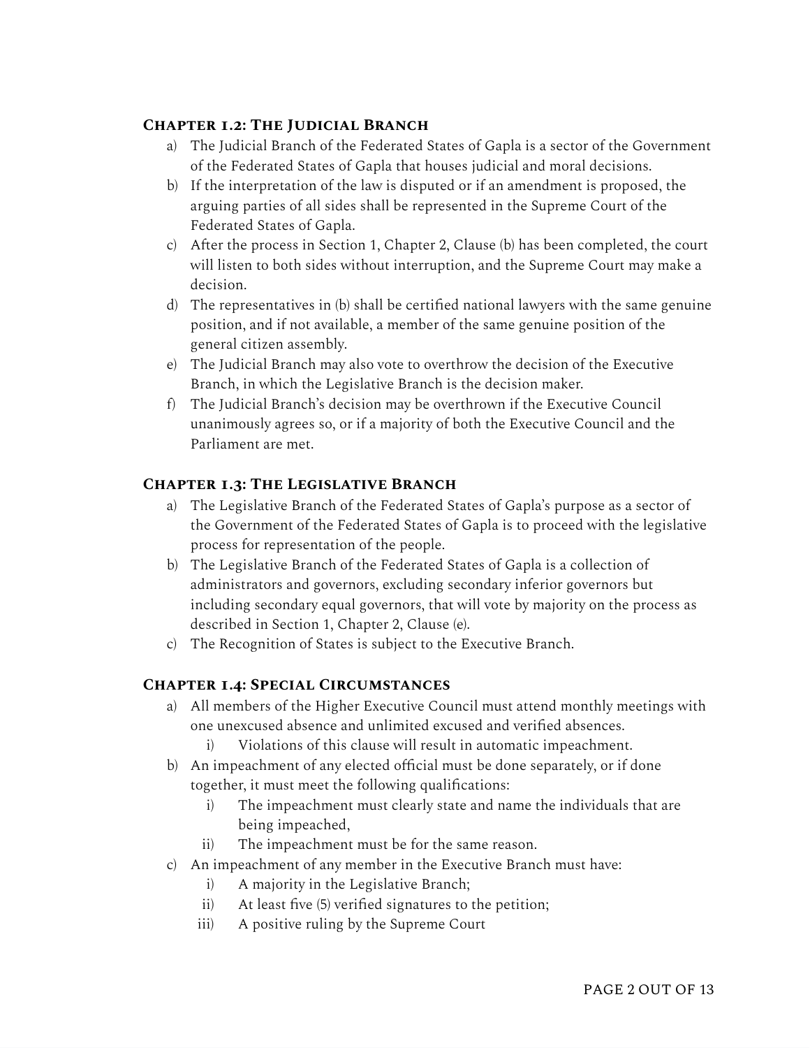### Chapter 1.2: The Judicial Branch

a) The Judicial Branch of the Federated States of Gapla is a sector of the Government of the Federated States of Gapla that houses judicial and moral decisions.

b) If the interpretation of the law is disputed or if an amendment is proposed, the arguing parties of all sides shall be represented in the Supreme Court of the Federated States of Gapla.

c) After the process in Section 1, Chapter 2, Clause (b) has been completed, the court will listen to both sides without interruption, and the Supreme Court may make a decision.

d) The representatives in (b) shall be certified national lawyers with the same genuine position, and if not available, a member of the same genuine position of the general citizen assembly.

e) The Judicial Branch may also vote to overthrow the decision of the Executive Branch, in which the Legislative Branch is the decision maker.

f) The Judicial Branch's decision may be overthrown if the Executive Council unanimously agrees so, or if a majority of both the Executive Council and the Parliament are met.

### Chapter 1.3: The Legislative Branch

a) The Legislative Branch of the Federated States of Gapla's purpose as a sector of the Government of the Federated States of Gapla is to proceed with the legislative process for representation of the people.

b) The Legislative Branch of the Federated States of Gapla is a collection of administrators and governors, excluding secondary inferior governors but including secondary equal governors, that will vote by majority on the process as described in Section 1, Chapter 2, Clause (e).

c) The Recognition of States is subject to the Executive Branch.

### Chapter 1.4: Special Circumstances

a) All members of the Higher Executive Council must attend monthly meetings with one unexcused absence and unlimited excused and verified absences.
   - i) Violations of this clause will result in automatic impeachment.

b) An impeachment of any elected official must be done separately, or if done together, it must meet the following qualifications:
   - i) The impeachment must clearly state and name the individuals that are being impeached,
   - ii) The impeachment must be for the same reason.

c) An impeachment of any member in the Executive Branch must have:
   - i) A majority in the Legislative Branch;
   - ii) At least five (5) verified signatures to the petition;
   - iii) A positive ruling by the Supreme Court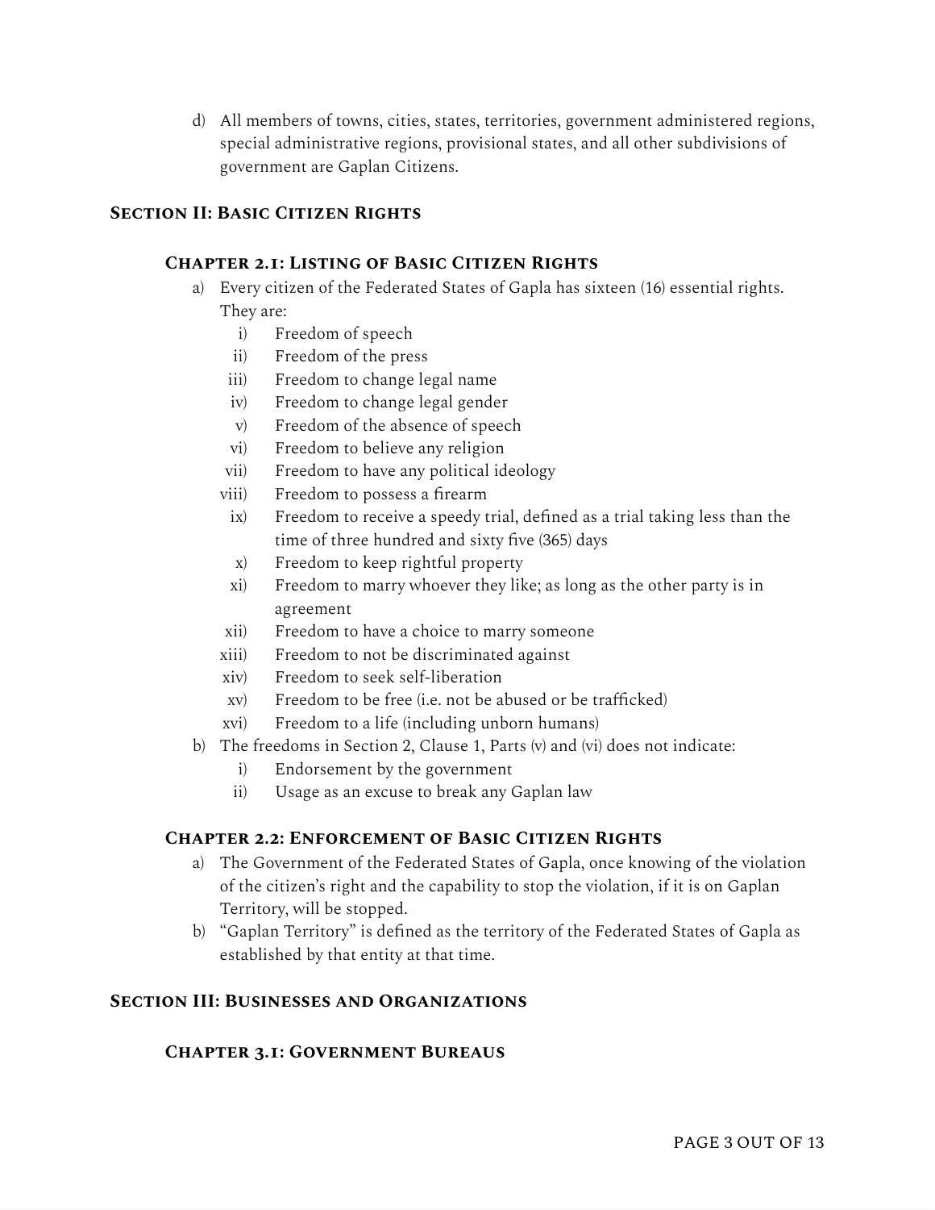d) All members of towns, cities, states, territories, government administered regions, special administrative regions, provisional states, and all other subdivisions of government are Gaplan Citizens.

## Section II: Basic Citizen Rights

### Chapter 2.1: Listing of Basic Citizen Rights

a) Every citizen of the Federated States of Gapla has sixteen (16) essential rights. They are:
   i) Freedom of speech
   ii) Freedom of the press
   iii) Freedom to change legal name
   iv) Freedom to change legal gender
   v) Freedom of the absence of speech
   vi) Freedom to believe any religion
   vii) Freedom to have any political ideology
   viii) Freedom to possess a firearm
   ix) Freedom to receive a speedy trial, defined as a trial taking less than the time of three hundred and sixty five (365) days
   x) Freedom to keep rightful property
   xi) Freedom to marry whoever they like; as long as the other party is in agreement
   xii) Freedom to have a choice to marry someone
   xiii) Freedom to not be discriminated against
   xiv) Freedom to seek self-liberation
   xv) Freedom to be free (i.e. not be abused or be trafficked)
   xvi) Freedom to a life (including unborn humans)

b) The freedoms in Section 2, Clause 1, Parts (v) and (vi) does not indicate:
   i) Endorsement by the government
   ii) Usage as an excuse to break any Gaplan law

### Chapter 2.2: Enforcement of Basic Citizen Rights

a) The Government of the Federated States of Gapla, once knowing of the violation of the citizen's right and the capability to stop the violation, if it is on Gaplan Territory, will be stopped.

b) "Gaplan Territory" is defined as the territory of the Federated States of Gapla as established by that entity at that time.

## Section III: Businesses and Organizations

### Chapter 3.1: Government Bureaus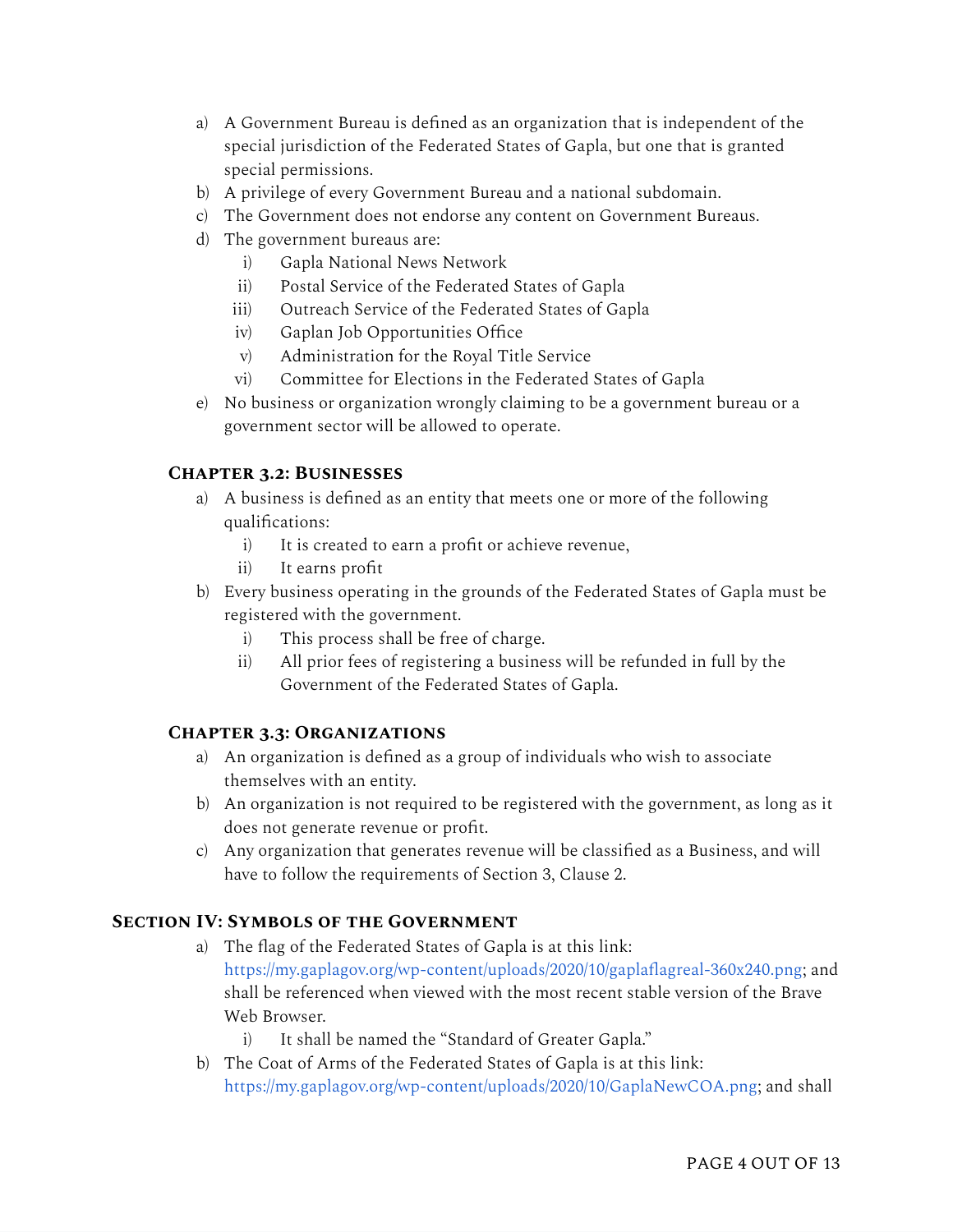a) A Government Bureau is defined as an organization that is independent of the special jurisdiction of the Federated States of Gapla, but one that is granted special permissions.
b) A privilege of every Government Bureau and a national subdomain.
c) The Government does not endorse any content on Government Bureaus.
d) The government bureaus are:
    i) Gapla National News Network
    ii) Postal Service of the Federated States of Gapla
    iii) Outreach Service of the Federated States of Gapla
    iv) Gaplan Job Opportunities Office
    v) Administration for the Royal Title Service
    vi) Committee for Elections in the Federated States of Gapla
e) No business or organization wrongly claiming to be a government bureau or a government sector will be allowed to operate.

### Chapter 3.2: Businesses

a) A business is defined as an entity that meets one or more of the following qualifications:
    i) It is created to earn a profit or achieve revenue,
    ii) It earns profit
b) Every business operating in the grounds of the Federated States of Gapla must be registered with the government.
    i) This process shall be free of charge.
    ii) All prior fees of registering a business will be refunded in full by the Government of the Federated States of Gapla.

### Chapter 3.3: Organizations

a) An organization is defined as a group of individuals who wish to associate themselves with an entity.
b) An organization is not required to be registered with the government, as long as it does not generate revenue or profit.
c) Any organization that generates revenue will be classified as a Business, and will have to follow the requirements of Section 3, Clause 2.

## Section IV: Symbols of the Government

a) The flag of the Federated States of Gapla is at this link: https://my.gaplagov.org/wp-content/uploads/2020/10/gaplaflagreal-360x240.png; and shall be referenced when viewed with the most recent stable version of the Brave Web Browser.
    i) It shall be named the "Standard of Greater Gapla."
b) The Coat of Arms of the Federated States of Gapla is at this link: https://my.gaplagov.org/wp-content/uploads/2020/10/GaplaNewCOA.png; and shall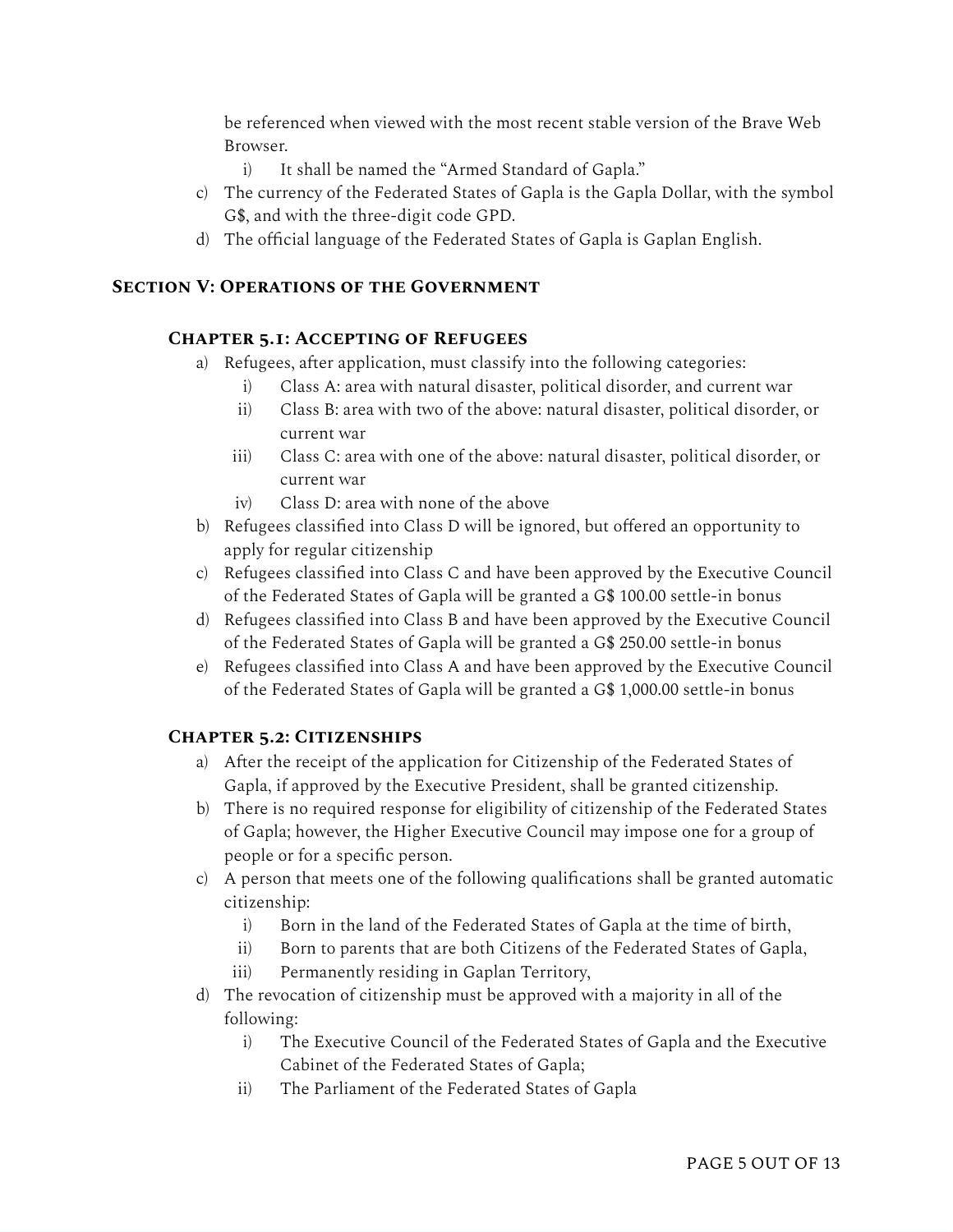be referenced when viewed with the most recent stable version of the Brave Web Browser.

   i) It shall be named the "Armed Standard of Gapla."

c) The currency of the Federated States of Gapla is the Gapla Dollar, with the symbol G$, and with the three-digit code GPD.

d) The official language of the Federated States of Gapla is Gaplan English.

## Section V: Operations of the Government

### Chapter 5.1: Accepting of Refugees

a) Refugees, after application, must classify into the following categories:
   i) Class A: area with natural disaster, political disorder, and current war
   ii) Class B: area with two of the above: natural disaster, political disorder, or current war
   iii) Class C: area with one of the above: natural disaster, political disorder, or current war
   iv) Class D: area with none of the above

b) Refugees classified into Class D will be ignored, but offered an opportunity to apply for regular citizenship

c) Refugees classified into Class C and have been approved by the Executive Council of the Federated States of Gapla will be granted a G$ 100.00 settle-in bonus

d) Refugees classified into Class B and have been approved by the Executive Council of the Federated States of Gapla will be granted a G$ 250.00 settle-in bonus

e) Refugees classified into Class A and have been approved by the Executive Council of the Federated States of Gapla will be granted a G$ 1,000.00 settle-in bonus

### Chapter 5.2: Citizenships

a) After the receipt of the application for Citizenship of the Federated States of Gapla, if approved by the Executive President, shall be granted citizenship.

b) There is no required response for eligibility of citizenship of the Federated States of Gapla; however, the Higher Executive Council may impose one for a group of people or for a specific person.

c) A person that meets one of the following qualifications shall be granted automatic citizenship:
   i) Born in the land of the Federated States of Gapla at the time of birth,
   ii) Born to parents that are both Citizens of the Federated States of Gapla,
   iii) Permanently residing in Gaplan Territory,

d) The revocation of citizenship must be approved with a majority in all of the following:
   i) The Executive Council of the Federated States of Gapla and the Executive Cabinet of the Federated States of Gapla;
   ii) The Parliament of the Federated States of Gapla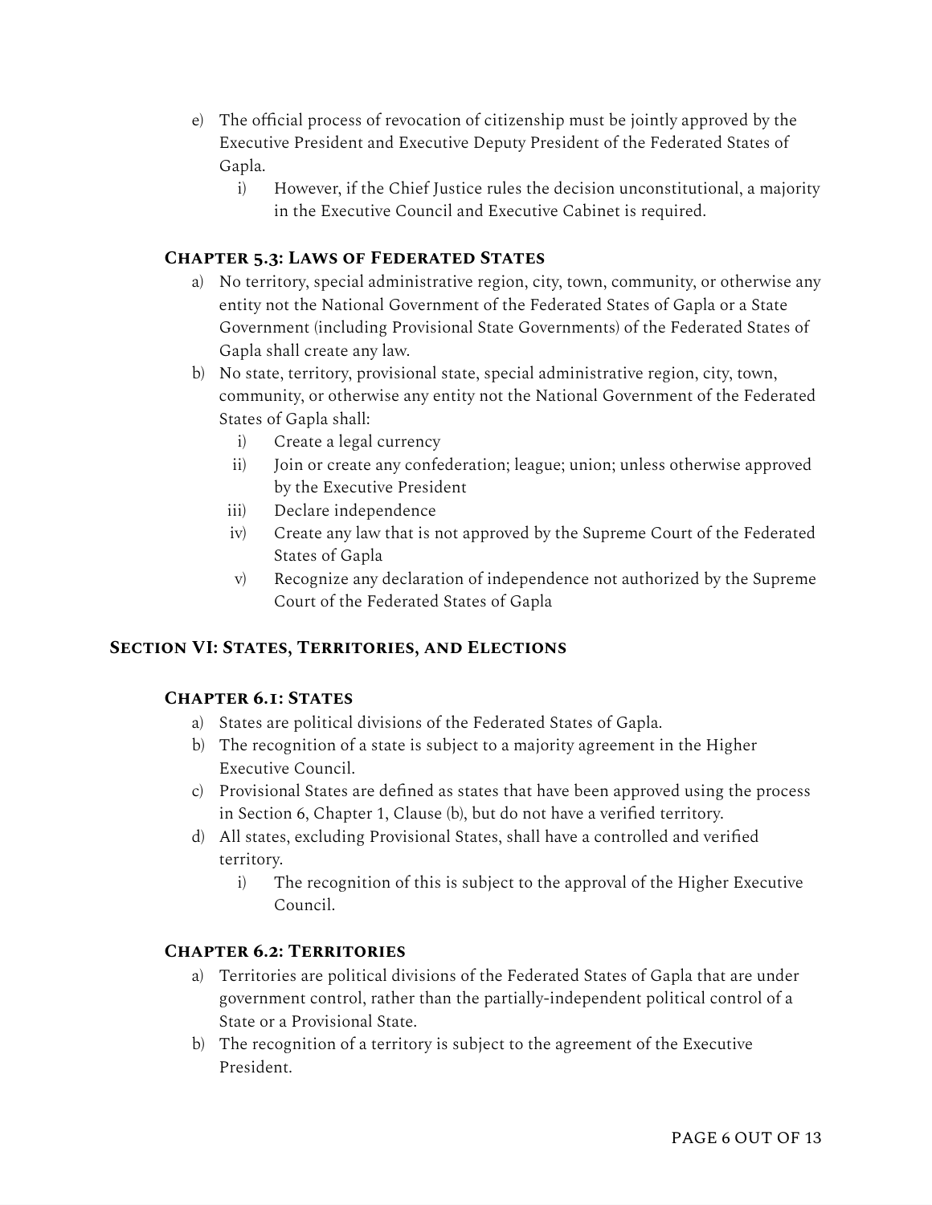e) The official process of revocation of citizenship must be jointly approved by the Executive President and Executive Deputy President of the Federated States of Gapla.
   i) However, if the Chief Justice rules the decision unconstitutional, a majority in the Executive Council and Executive Cabinet is required.

### Chapter 5.3: Laws of Federated States

a) No territory, special administrative region, city, town, community, or otherwise any entity not the National Government of the Federated States of Gapla or a State Government (including Provisional State Governments) of the Federated States of Gapla shall create any law.
b) No state, territory, provisional state, special administrative region, city, town, community, or otherwise any entity not the National Government of the Federated States of Gapla shall:
   i) Create a legal currency
   ii) Join or create any confederation; league; union; unless otherwise approved by the Executive President
   iii) Declare independence
   iv) Create any law that is not approved by the Supreme Court of the Federated States of Gapla
   v) Recognize any declaration of independence not authorized by the Supreme Court of the Federated States of Gapla

## Section VI: States, Territories, and Elections

### Chapter 6.1: States

a) States are political divisions of the Federated States of Gapla.
b) The recognition of a state is subject to a majority agreement in the Higher Executive Council.
c) Provisional States are defined as states that have been approved using the process in Section 6, Chapter 1, Clause (b), but do not have a verified territory.
d) All states, excluding Provisional States, shall have a controlled and verified territory.
   i) The recognition of this is subject to the approval of the Higher Executive Council.

### Chapter 6.2: Territories

a) Territories are political divisions of the Federated States of Gapla that are under government control, rather than the partially-independent political control of a State or a Provisional State.
b) The recognition of a territory is subject to the agreement of the Executive President.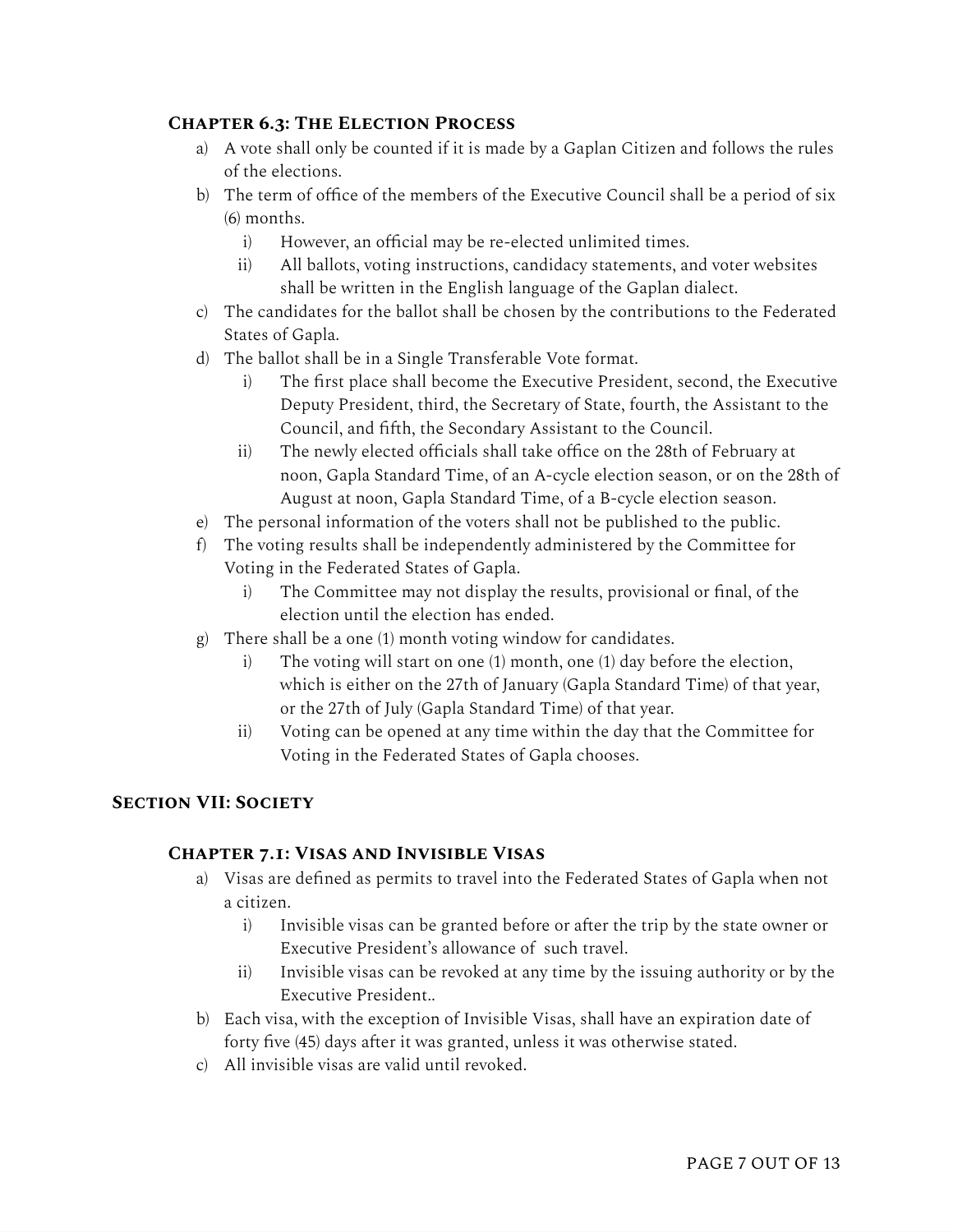### Chapter 6.3: The Election Process

a) A vote shall only be counted if it is made by a Gaplan Citizen and follows the rules of the elections.

b) The term of office of the members of the Executive Council shall be a period of six (6) months.

   i) However, an official may be re-elected unlimited times.

   ii) All ballots, voting instructions, candidacy statements, and voter websites shall be written in the English language of the Gaplan dialect.

c) The candidates for the ballot shall be chosen by the contributions to the Federated States of Gapla.

d) The ballot shall be in a Single Transferable Vote format.

   i) The first place shall become the Executive President, second, the Executive Deputy President, third, the Secretary of State, fourth, the Assistant to the Council, and fifth, the Secondary Assistant to the Council.

   ii) The newly elected officials shall take office on the 28th of February at noon, Gapla Standard Time, of an A-cycle election season, or on the 28th of August at noon, Gapla Standard Time, of a B-cycle election season.

e) The personal information of the voters shall not be published to the public.

f) The voting results shall be independently administered by the Committee for Voting in the Federated States of Gapla.

   i) The Committee may not display the results, provisional or final, of the election until the election has ended.

g) There shall be a one (1) month voting window for candidates.

   i) The voting will start on one (1) month, one (1) day before the election, which is either on the 27th of January (Gapla Standard Time) of that year, or the 27th of July (Gapla Standard Time) of that year.

   ii) Voting can be opened at any time within the day that the Committee for Voting in the Federated States of Gapla chooses.

## Section VII: Society

### Chapter 7.1: Visas and Invisible Visas

a) Visas are defined as permits to travel into the Federated States of Gapla when not a citizen.

   i) Invisible visas can be granted before or after the trip by the state owner or Executive President's allowance of such travel.

   ii) Invisible visas can be revoked at any time by the issuing authority or by the Executive President..

b) Each visa, with the exception of Invisible Visas, shall have an expiration date of forty five (45) days after it was granted, unless it was otherwise stated.

c) All invisible visas are valid until revoked.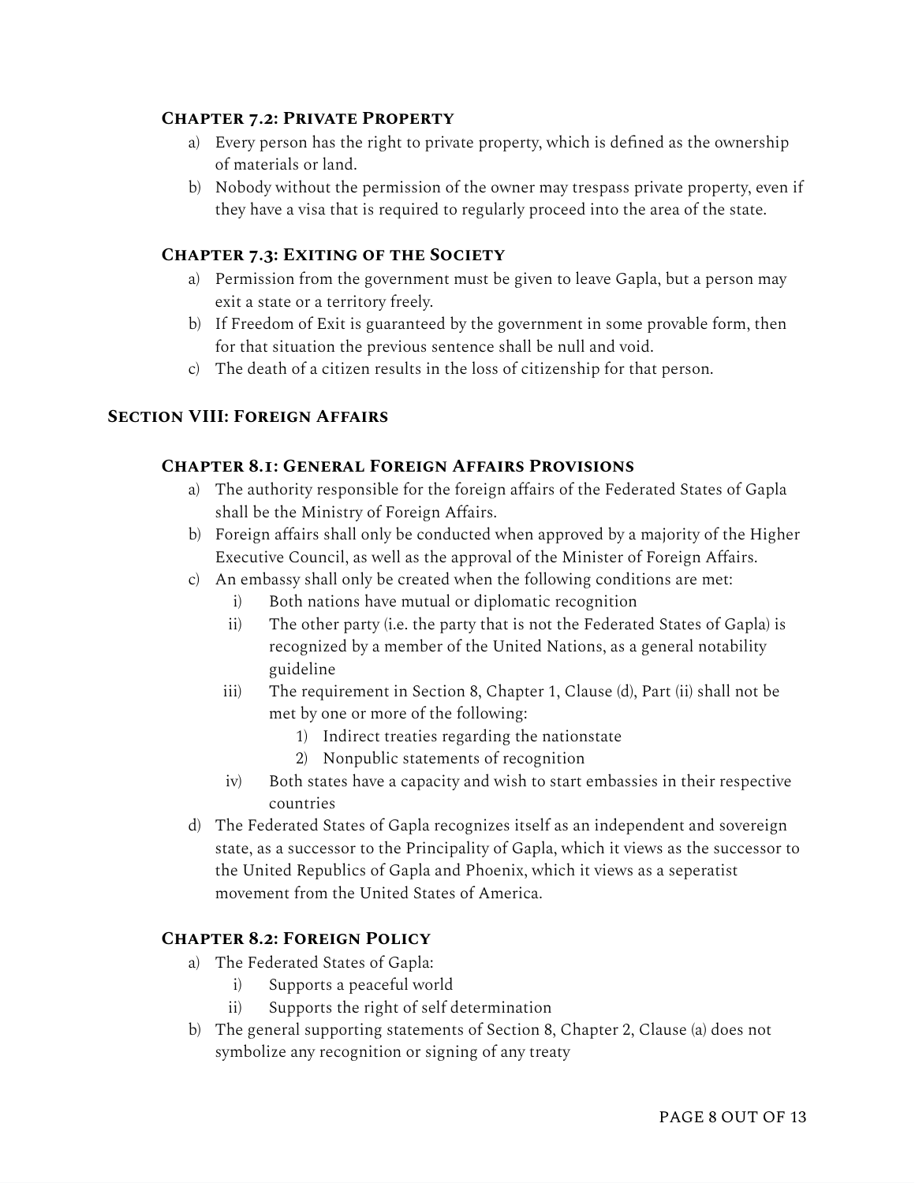### Chapter 7.2: Private Property

a) Every person has the right to private property, which is defined as the ownership of materials or land.

b) Nobody without the permission of the owner may trespass private property, even if they have a visa that is required to regularly proceed into the area of the state.

### Chapter 7.3: Exiting of the Society

a) Permission from the government must be given to leave Gapla, but a person may exit a state or a territory freely.

b) If Freedom of Exit is guaranteed by the government in some provable form, then for that situation the previous sentence shall be null and void.

c) The death of a citizen results in the loss of citizenship for that person.

## Section VIII: Foreign Affairs

### Chapter 8.1: General Foreign Affairs Provisions

a) The authority responsible for the foreign affairs of the Federated States of Gapla shall be the Ministry of Foreign Affairs.

b) Foreign affairs shall only be conducted when approved by a majority of the Higher Executive Council, as well as the approval of the Minister of Foreign Affairs.

c) An embassy shall only be created when the following conditions are met:

   i) Both nations have mutual or diplomatic recognition

   ii) The other party (i.e. the party that is not the Federated States of Gapla) is recognized by a member of the United Nations, as a general notability guideline

   iii) The requirement in Section 8, Chapter 1, Clause (d), Part (ii) shall not be met by one or more of the following:

      1) Indirect treaties regarding the nationstate

      2) Nonpublic statements of recognition

   iv) Both states have a capacity and wish to start embassies in their respective countries

d) The Federated States of Gapla recognizes itself as an independent and sovereign state, as a successor to the Principality of Gapla, which it views as the successor to the United Republics of Gapla and Phoenix, which it views as a seperatist movement from the United States of America.

### Chapter 8.2: Foreign Policy

a) The Federated States of Gapla:

   i) Supports a peaceful world

   ii) Supports the right of self determination

b) The general supporting statements of Section 8, Chapter 2, Clause (a) does not symbolize any recognition or signing of any treaty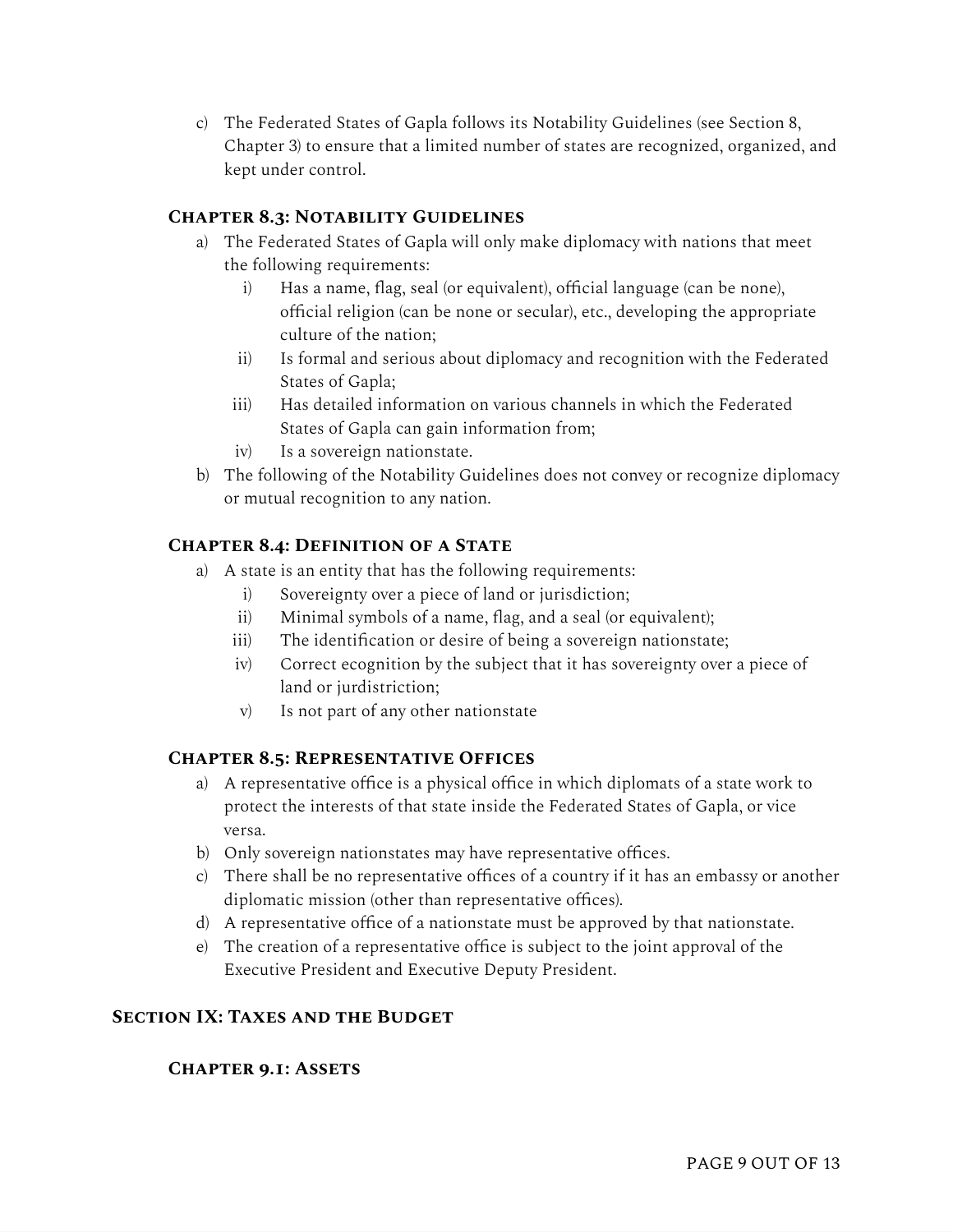c) The Federated States of Gapla follows its Notability Guidelines (see Section 8, Chapter 3) to ensure that a limited number of states are recognized, organized, and kept under control.

### Chapter 8.3: Notability Guidelines

a) The Federated States of Gapla will only make diplomacy with nations that meet the following requirements:
   i) Has a name, flag, seal (or equivalent), official language (can be none), official religion (can be none or secular), etc., developing the appropriate culture of the nation;
   ii) Is formal and serious about diplomacy and recognition with the Federated States of Gapla;
   iii) Has detailed information on various channels in which the Federated States of Gapla can gain information from;
   iv) Is a sovereign nationstate.

b) The following of the Notability Guidelines does not convey or recognize diplomacy or mutual recognition to any nation.

### Chapter 8.4: Definition of a State

a) A state is an entity that has the following requirements:
   i) Sovereignty over a piece of land or jurisdiction;
   ii) Minimal symbols of a name, flag, and a seal (or equivalent);
   iii) The identification or desire of being a sovereign nationstate;
   iv) Correct ecognition by the subject that it has sovereignty over a piece of land or jurdistriction;
   v) Is not part of any other nationstate

### Chapter 8.5: Representative Offices

a) A representative office is a physical office in which diplomats of a state work to protect the interests of that state inside the Federated States of Gapla, or vice versa.

b) Only sovereign nationstates may have representative offices.

c) There shall be no representative offices of a country if it has an embassy or another diplomatic mission (other than representative offices).

d) A representative office of a nationstate must be approved by that nationstate.

e) The creation of a representative office is subject to the joint approval of the Executive President and Executive Deputy President.

## Section IX: Taxes and the Budget

### Chapter 9.1: Assets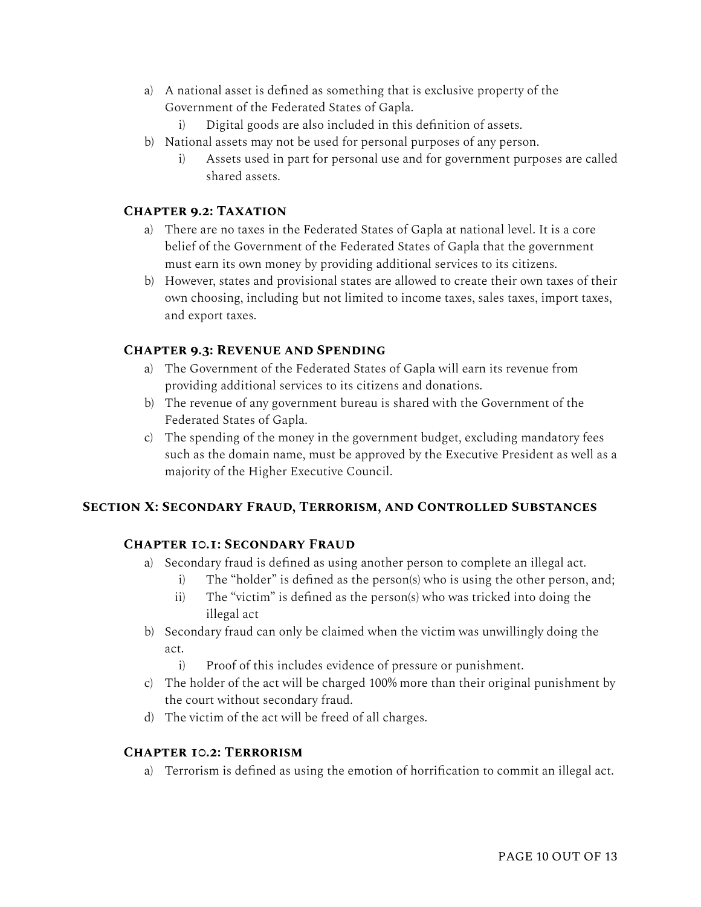a) A national asset is defined as something that is exclusive property of the Government of the Federated States of Gapla.
   i) Digital goods are also included in this definition of assets.
b) National assets may not be used for personal purposes of any person.
   i) Assets used in part for personal use and for government purposes are called shared assets.

### Chapter 9.2: Taxation

a) There are no taxes in the Federated States of Gapla at national level. It is a core belief of the Government of the Federated States of Gapla that the government must earn its own money by providing additional services to its citizens.
b) However, states and provisional states are allowed to create their own taxes of their own choosing, including but not limited to income taxes, sales taxes, import taxes, and export taxes.

### Chapter 9.3: Revenue and Spending

a) The Government of the Federated States of Gapla will earn its revenue from providing additional services to its citizens and donations.
b) The revenue of any government bureau is shared with the Government of the Federated States of Gapla.
c) The spending of the money in the government budget, excluding mandatory fees such as the domain name, must be approved by the Executive President as well as a majority of the Higher Executive Council.

## Section X: Secondary Fraud, Terrorism, and Controlled Substances

### Chapter 10.1: Secondary Fraud

a) Secondary fraud is defined as using another person to complete an illegal act.
   i) The "holder" is defined as the person(s) who is using the other person, and;
   ii) The "victim" is defined as the person(s) who was tricked into doing the illegal act
b) Secondary fraud can only be claimed when the victim was unwillingly doing the act.
   i) Proof of this includes evidence of pressure or punishment.
c) The holder of the act will be charged 100% more than their original punishment by the court without secondary fraud.
d) The victim of the act will be freed of all charges.

### Chapter 10.2: Terrorism

a) Terrorism is defined as using the emotion of horrification to commit an illegal act.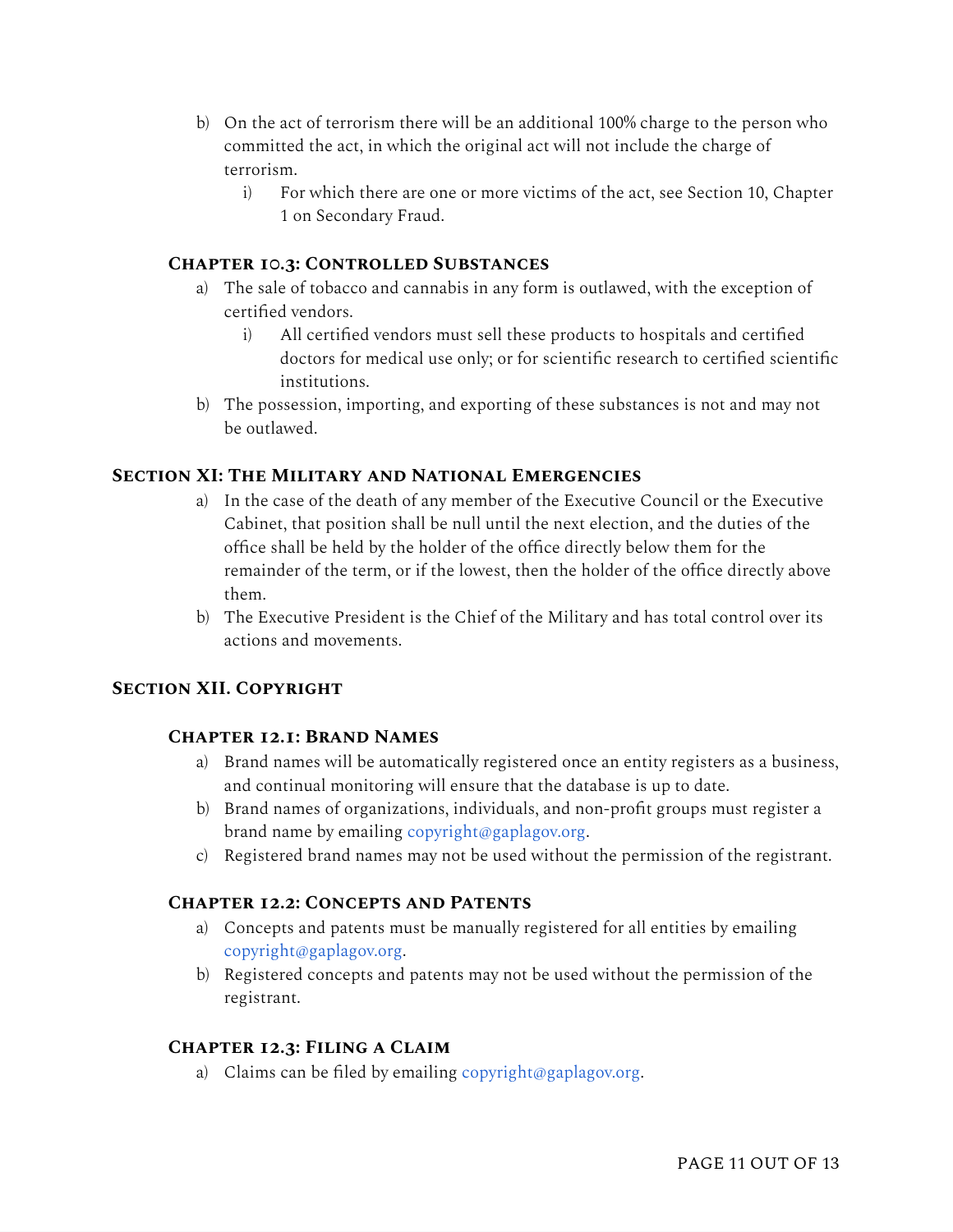b) On the act of terrorism there will be an additional 100% charge to the person who committed the act, in which the original act will not include the charge of terrorism.
   i) For which there are one or more victims of the act, see Section 10, Chapter 1 on Secondary Fraud.

### Chapter 10.3: Controlled Substances

a) The sale of tobacco and cannabis in any form is outlawed, with the exception of certified vendors.
   i) All certified vendors must sell these products to hospitals and certified doctors for medical use only; or for scientific research to certified scientific institutions.
b) The possession, importing, and exporting of these substances is not and may not be outlawed.

## Section XI: The Military and National Emergencies

a) In the case of the death of any member of the Executive Council or the Executive Cabinet, that position shall be null until the next election, and the duties of the office shall be held by the holder of the office directly below them for the remainder of the term, or if the lowest, then the holder of the office directly above them.
b) The Executive President is the Chief of the Military and has total control over its actions and movements.

## Section XII. Copyright

### Chapter 12.1: Brand Names

a) Brand names will be automatically registered once an entity registers as a business, and continual monitoring will ensure that the database is up to date.
b) Brand names of organizations, individuals, and non-profit groups must register a brand name by emailing copyright@gaplagov.org.
c) Registered brand names may not be used without the permission of the registrant.

### Chapter 12.2: Concepts and Patents

a) Concepts and patents must be manually registered for all entities by emailing copyright@gaplagov.org.
b) Registered concepts and patents may not be used without the permission of the registrant.

### Chapter 12.3: Filing a Claim

a) Claims can be filed by emailing copyright@gaplagov.org.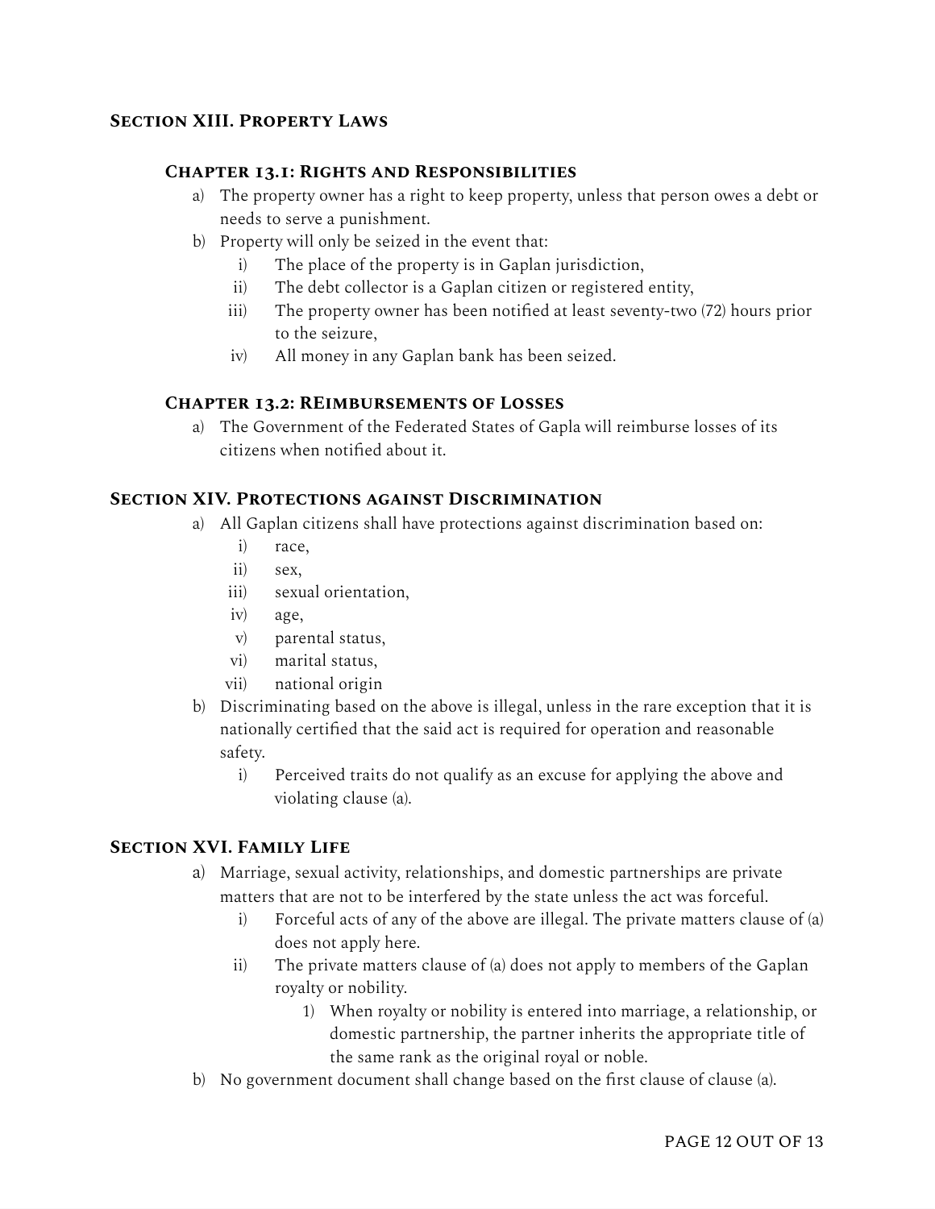## Section XIII. Property Laws

### Chapter 13.1: Rights and Responsibilities

a) The property owner has a right to keep property, unless that person owes a debt or needs to serve a punishment.

b) Property will only be seized in the event that:
   - i) The place of the property is in Gaplan jurisdiction,
   - ii) The debt collector is a Gaplan citizen or registered entity,
   - iii) The property owner has been notified at least seventy-two (72) hours prior to the seizure,
   - iv) All money in any Gaplan bank has been seized.

### Chapter 13.2: REimbursements of Losses

a) The Government of the Federated States of Gapla will reimburse losses of its citizens when notified about it.

## Section XIV. Protections against Discrimination

a) All Gaplan citizens shall have protections against discrimination based on:
   - i) race,
   - ii) sex,
   - iii) sexual orientation,
   - iv) age,
   - v) parental status,
   - vi) marital status,
   - vii) national origin

b) Discriminating based on the above is illegal, unless in the rare exception that it is nationally certified that the said act is required for operation and reasonable safety.
   - i) Perceived traits do not qualify as an excuse for applying the above and violating clause (a).

## Section XVI. Family Life

a) Marriage, sexual activity, relationships, and domestic partnerships are private matters that are not to be interfered by the state unless the act was forceful.
   - i) Forceful acts of any of the above are illegal. The private matters clause of (a) does not apply here.
   - ii) The private matters clause of (a) does not apply to members of the Gaplan royalty or nobility.
     1) When royalty or nobility is entered into marriage, a relationship, or domestic partnership, the partner inherits the appropriate title of the same rank as the original royal or noble.

b) No government document shall change based on the first clause of clause (a).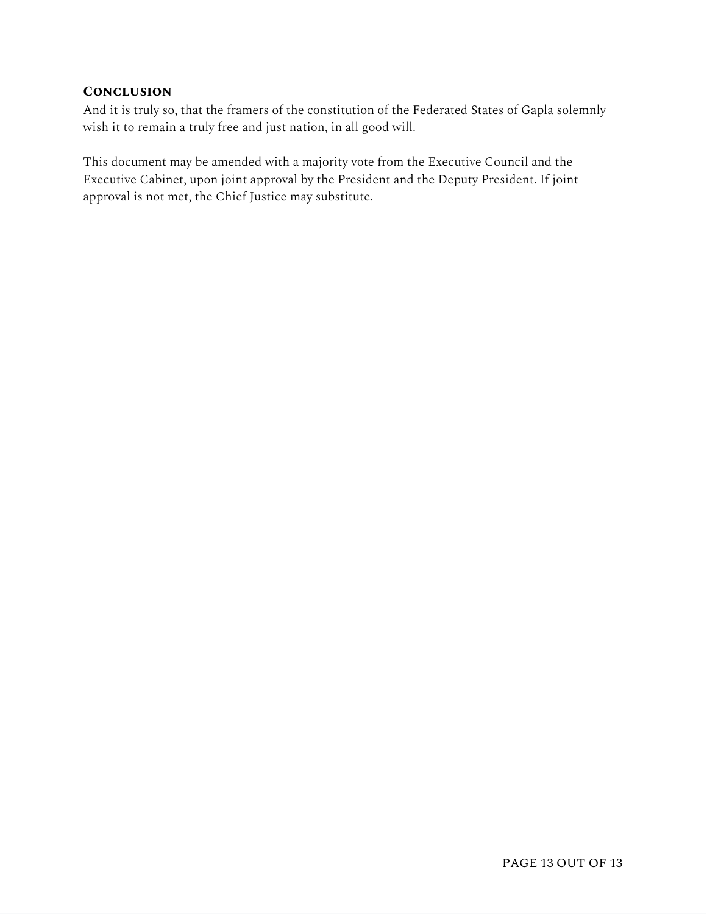### Conclusion

And it is truly so, that the framers of the constitution of the Federated States of Gapla solemnly wish it to remain a truly free and just nation, in all good will.

This document may be amended with a majority vote from the Executive Council and the Executive Cabinet, upon joint approval by the President and the Deputy President. If joint approval is not met, the Chief Justice may substitute.